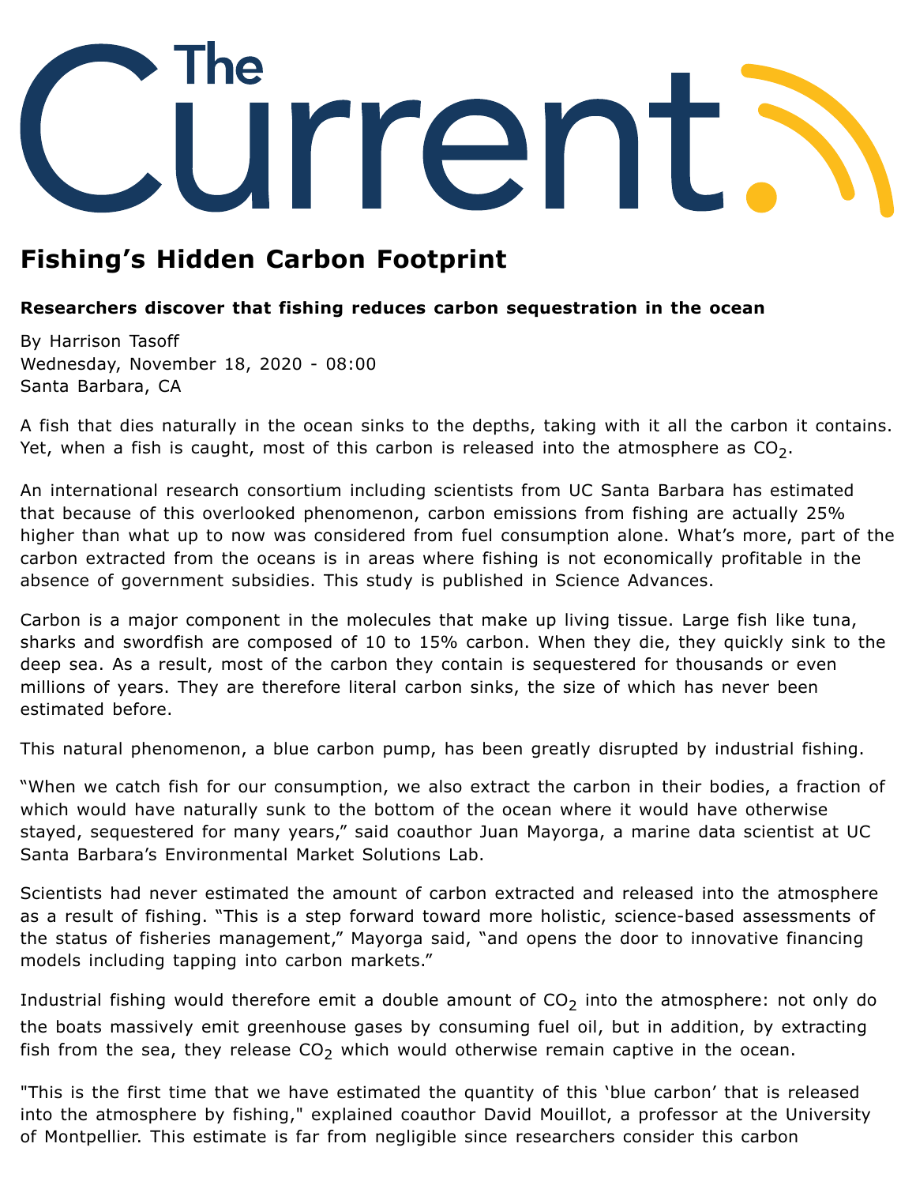# The Current

## Fishing's Hidden Carbon Footprint

**Researchers discover that fishing reduces carbon sequestration in the ocean**

By Harrison Tasoff
Wednesday, November 18, 2020 - 08:00
Santa Barbara, CA

A fish that dies naturally in the ocean sinks to the depths, taking with it all the carbon it contains. Yet, when a fish is caught, most of this carbon is released into the atmosphere as $CO_2$.

An international research consortium including scientists from UC Santa Barbara has estimated that because of this overlooked phenomenon, carbon emissions from fishing are actually 25% higher than what up to now was considered from fuel consumption alone. What's more, part of the carbon extracted from the oceans is in areas where fishing is not economically profitable in the absence of government subsidies. This study is published in Science Advances.

Carbon is a major component in the molecules that make up living tissue. Large fish like tuna, sharks and swordfish are composed of 10 to 15% carbon. When they die, they quickly sink to the deep sea. As a result, most of the carbon they contain is sequestered for thousands or even millions of years. They are therefore literal carbon sinks, the size of which has never been estimated before.

This natural phenomenon, a blue carbon pump, has been greatly disrupted by industrial fishing.

"When we catch fish for our consumption, we also extract the carbon in their bodies, a fraction of which would have naturally sunk to the bottom of the ocean where it would have otherwise stayed, sequestered for many years," said coauthor Juan Mayorga, a marine data scientist at UC Santa Barbara's Environmental Market Solutions Lab.

Scientists had never estimated the amount of carbon extracted and released into the atmosphere as a result of fishing. "This is a step forward toward more holistic, science-based assessments of the status of fisheries management," Mayorga said, "and opens the door to innovative financing models including tapping into carbon markets."

Industrial fishing would therefore emit a double amount of $CO_2$ into the atmosphere: not only do the boats massively emit greenhouse gases by consuming fuel oil, but in addition, by extracting fish from the sea, they release $CO_2$ which would otherwise remain captive in the ocean.

"This is the first time that we have estimated the quantity of this 'blue carbon' that is released into the atmosphere by fishing," explained coauthor David Mouillot, a professor at the University of Montpellier. This estimate is far from negligible since researchers consider this carbon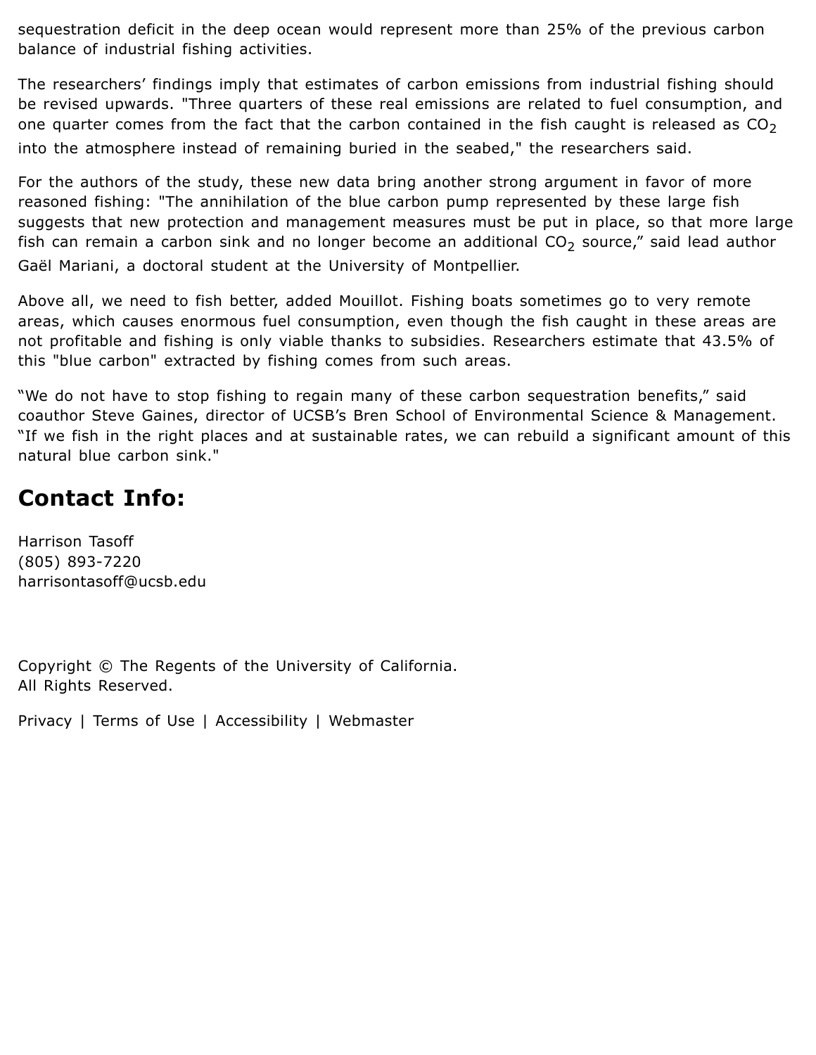sequestration deficit in the deep ocean would represent more than 25% of the previous carbon balance of industrial fishing activities.

The researchers' findings imply that estimates of carbon emissions from industrial fishing should be revised upwards. "Three quarters of these real emissions are related to fuel consumption, and one quarter comes from the fact that the carbon contained in the fish caught is released as $CO_2$ into the atmosphere instead of remaining buried in the seabed," the researchers said.

For the authors of the study, these new data bring another strong argument in favor of more reasoned fishing: "The annihilation of the blue carbon pump represented by these large fish suggests that new protection and management measures must be put in place, so that more large fish can remain a carbon sink and no longer become an additional $CO_2$ source," said lead author Gaël Mariani, a doctoral student at the University of Montpellier.

Above all, we need to fish better, added Mouillot. Fishing boats sometimes go to very remote areas, which causes enormous fuel consumption, even though the fish caught in these areas are not profitable and fishing is only viable thanks to subsidies. Researchers estimate that 43.5% of this "blue carbon" extracted by fishing comes from such areas.

"We do not have to stop fishing to regain many of these carbon sequestration benefits," said coauthor Steve Gaines, director of UCSB's Bren School of Environmental Science & Management. "If we fish in the right places and at sustainable rates, we can rebuild a significant amount of this natural blue carbon sink."

## Contact Info:

Harrison Tasoff
(805) 893-7220
harrisontasoff@ucsb.edu

Copyright © The Regents of the University of California.
All Rights Reserved.

Privacy | Terms of Use | Accessibility | Webmaster